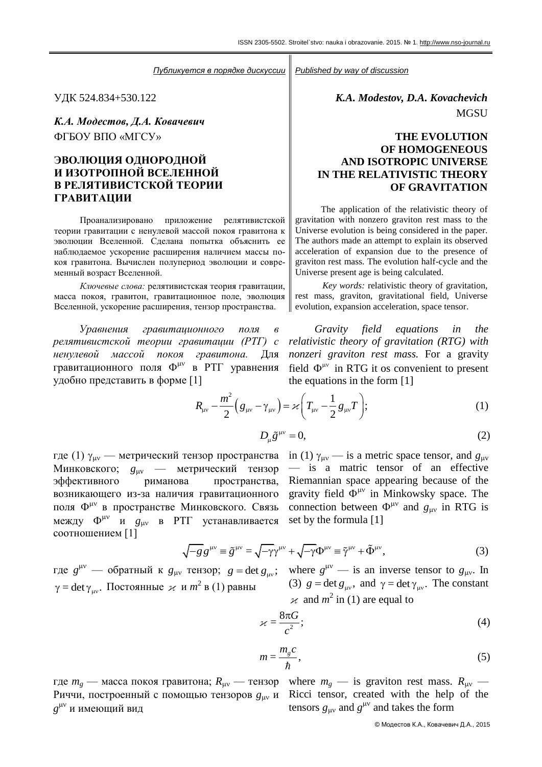*Публикуется в порядке дискуссии*

УДК 524.834+530.122

***К.А. Модестов, Д.А. Ковачевич***

ФГБОУ ВПО «МГСУ»

# ЭВОЛЮЦИЯ ОДНОРОДНОЙ И ИЗОТРОПНОЙ ВСЕЛЕННОЙ В РЕЛЯТИВИСТСКОЙ ТЕОРИИ ГРАВИТАЦИИ

Проанализировано приложение релятивистской теории гравитации с ненулевой массой покоя гравитона к эволюции Вселенной. Сделана попытка объяснить ее наблюдаемое ускорение расширения наличием массы покоя гравитона. Вычислен полупериод эволюции и современный возраст Вселенной.

*Ключевые слова:* релятивистская теория гравитации, масса покоя, гравитон, гравитационное поле, эволюция Вселенной, ускорение расширения, тензор пространства.

*Published by way of discussion*

***K.A. Modestov, D.A. Kovachevich***

MGSU

# THE EVOLUTION OF HOMOGENEOUS AND ISOTROPIC UNIVERSE IN THE RELATIVISTIC THEORY OF GRAVITATION

The application of the relativistic theory of gravitation with nonzero graviton rest mass to the Universe evolution is being considered in the paper. The authors made an attempt to explain its observed acceleration of expansion due to the presence of graviton rest mass. The evolution half-cycle and the Universe present age is being calculated.

*Key words:* relativistic theory of gravitation, rest mass, graviton, gravitational field, Universe evolution, expansion acceleration, space tensor.

*Уравнения гравитационного поля в релятивистской теории гравитации (РТГ) с ненулевой массой покоя гравитона.* Для гравитационного поля $\Phi^{\mu\nu}$ в РТГ уравнения удобно представить в форме [1]

*Gravity field equations in the relativistic theory of gravitation (RTG) with nonzeri graviton rest mass.* For a gravity field $\Phi^{\mu\nu}$ in RTG it os convenient to present the equations in the form [1]

$$R_{\mu\nu} - \frac{m^2}{2}\left(g_{\mu\nu} - \gamma_{\mu\nu}\right) = \varkappa\left(T_{\mu\nu} - \frac{1}{2}g_{\mu\nu}T\right); \tag{1}$$

$$D_\mu \tilde{g}^{\mu\nu} = 0, \tag{2}$$

где (1) $\gamma_{\mu\nu}$ — метрический тензор пространства Минковского; $g_{\mu\nu}$ — метрический тензор эффективного риманова пространства, возникающего из-за наличия гравитационного поля $\Phi^{\mu\nu}$ в пространстве Минковского. Связь между $\Phi^{\mu\nu}$ и $g_{\mu\nu}$ в РТГ устанавливается соотношением [1]

in (1) $\gamma_{\mu\nu}$ — is a metric space tensor, and $g_{\mu\nu}$ — is a matric tensor of an effective Riemannian space appearing because of the gravity field $\Phi^{\mu\nu}$ in Minkowsky space. The connection between $\Phi^{\mu\nu}$ and $g_{\mu\nu}$ in RTG is set by the formula [1]

$$\sqrt{-g}\,g^{\mu\nu} \equiv \tilde{g}^{\mu\nu} = \sqrt{-\gamma}\gamma^{\mu\nu} + \sqrt{-\gamma}\Phi^{\mu\nu} \equiv \tilde{\gamma}^{\mu\nu} + \tilde{\Phi}^{\mu\nu}, \tag{3}$$

где $g^{\mu\nu}$ — обратный к $g_{\mu\nu}$ тензор; $g = \det g_{\mu\nu}$; $\gamma = \det\gamma_{\mu\nu}$. Постоянные $\varkappa$ и $m^2$ в (1) равны

where $g^{\mu\nu}$ — is an inverse tensor to $g_{\mu\nu}$. In (3) $g = \det g_{\mu\nu}$, and $\gamma = \det\gamma_{\mu\nu}$. The constant $\varkappa$ and $m^2$ in (1) are equal to

$$\varkappa = \frac{8\pi G}{c^2}; \tag{4}$$

$$m = \frac{m_g c}{\hbar}, \tag{5}$$

где $m_g$ — масса покоя гравитона; $R_{\mu\nu}$ — тензор Риччи, построенный с помощью тензоров $g_{\mu\nu}$ и $g^{\mu\nu}$ и имеющий вид

where $m_g$ — is graviton rest mass. $R_{\mu\nu}$ — Ricci tensor, created with the help of the tensors $g_{\mu\nu}$ and $g^{\mu\nu}$ and takes the form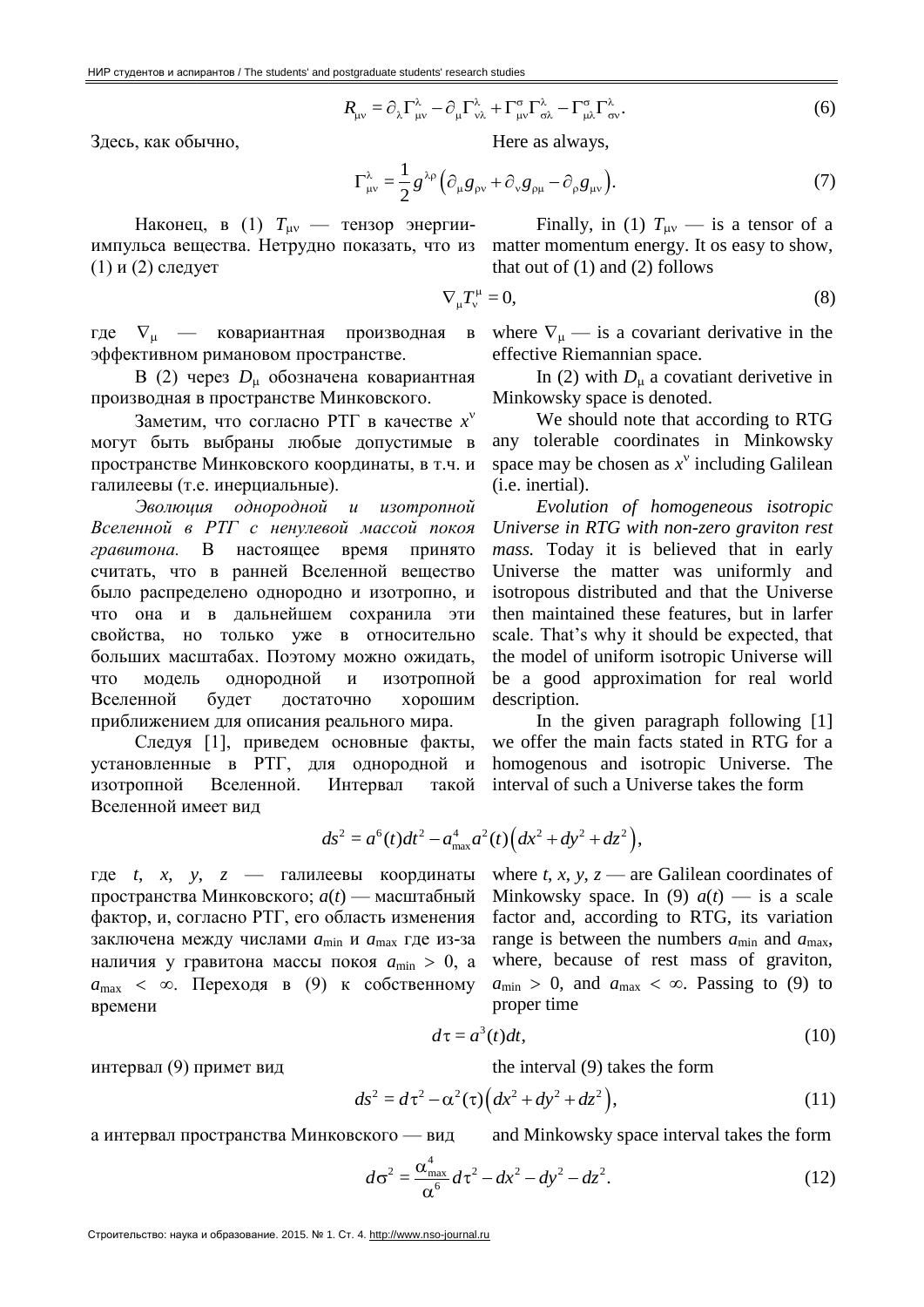$$R_{\mu\nu} = \partial_\lambda \Gamma^\lambda_{\mu\nu} - \partial_\mu \Gamma^\lambda_{\nu\lambda} + \Gamma^\sigma_{\mu\nu}\Gamma^\lambda_{\sigma\lambda} - \Gamma^\sigma_{\mu\lambda}\Gamma^\lambda_{\sigma\nu}. \tag{6}$$

Здесь, как обычно,

Here as always,

$$\Gamma^\lambda_{\mu\nu} = \frac{1}{2} g^{\lambda\rho}\left(\partial_\mu g_{\rho\nu} + \partial_\nu g_{\rho\mu} - \partial_\rho g_{\mu\nu}\right). \tag{7}$$

Наконец, в (1) $T_{\mu\nu}$ — тензор энергии-импульса вещества. Нетрудно показать, что из (1) и (2) следует

Finally, in (1) $T_{\mu\nu}$ — is a tensor of a matter momentum energy. It os easy to show, that out of (1) and (2) follows

$$\nabla_\mu T^\mu_\nu = 0, \tag{8}$$

где $\nabla_\mu$ — ковариантная производная в эффективном римановом пространстве.

where $\nabla_\mu$ — is a covariant derivative in the effective Riemannian space.

В (2) через $D_\mu$ обозначена ковариантная производная в пространстве Минковского.

In (2) with $D_\mu$ a covatiant derivetive in Minkowsky space is denoted.

Заметим, что согласно РТГ в качестве $x^\nu$ могут быть выбраны любые допустимые в пространстве Минковского координаты, в т.ч. и галилеевы (т.е. инерциальные).

We should note that according to RTG any tolerable coordinates in Minkowsky space may be chosen as $x^\nu$ including Galilean (i.e. inertial).

*Эволюция однородной и изотропной Вселенной в РТГ с ненулевой массой покоя гравитона.* В настоящее время принято считать, что в ранней Вселенной вещество было распределено однородно и изотропно, и что она и в дальнейшем сохранила эти свойства, но только уже в относительно больших масштабах. Поэтому можно ожидать, что модель однородной и изотропной Вселенной будет достаточно хорошим приближением для описания реального мира.

*Evolution of homogeneous isotropic Universe in RTG with non-zero graviton rest mass.* Today it is believed that in early Universe the matter was uniformly and isotropous distributed and that the Universe then maintained these features, but in larfer scale. That's why it should be expected, that the model of uniform isotropic Universe will be a good approximation for real world description.

Следуя [1], приведем основные факты, установленные в РТГ, для однородной и изотропной Вселенной. Интервал такой Вселенной имеет вид

In the given paragraph following [1] we offer the main facts stated in RTG for a homogenous and isotropic Universe. The interval of such a Universe takes the form

$$ds^2 = a^6(t)dt^2 - a^4_{\max} a^2(t)\left(dx^2 + dy^2 + dz^2\right),$$

где $t$, $x$, $y$, $z$ — галилеевы координаты пространства Минковского; $a(t)$ — масштабный фактор, и, согласно РТГ, его область изменения заключена между числами $a_{\min}$ и $a_{\max}$ где из-за наличия у гравитона массы покоя $a_{\min} > 0$, а $a_{\max} < \infty$. Переходя в (9) к собственному времени

where $t$, $x$, $y$, $z$ — are Galilean coordinates of Minkowsky space. In (9) $a(t)$ — is a scale factor and, according to RTG, its variation range is between the numbers $a_{\min}$ and $a_{\max}$, where, because of rest mass of graviton, $a_{\min} > 0$, and $a_{\max} < \infty$. Passing to (9) to proper time

$$d\tau = a^3(t)dt, \tag{10}$$

интервал (9) примет вид

the interval (9) takes the form

$$ds^2 = d\tau^2 - \alpha^2(\tau)\left(dx^2 + dy^2 + dz^2\right), \tag{11}$$

а интервал пространства Минковского — вид

and Minkowsky space interval takes the form

$$d\sigma^2 = \frac{\alpha^4_{\max}}{\alpha^6} d\tau^2 - dx^2 - dy^2 - dz^2. \tag{12}$$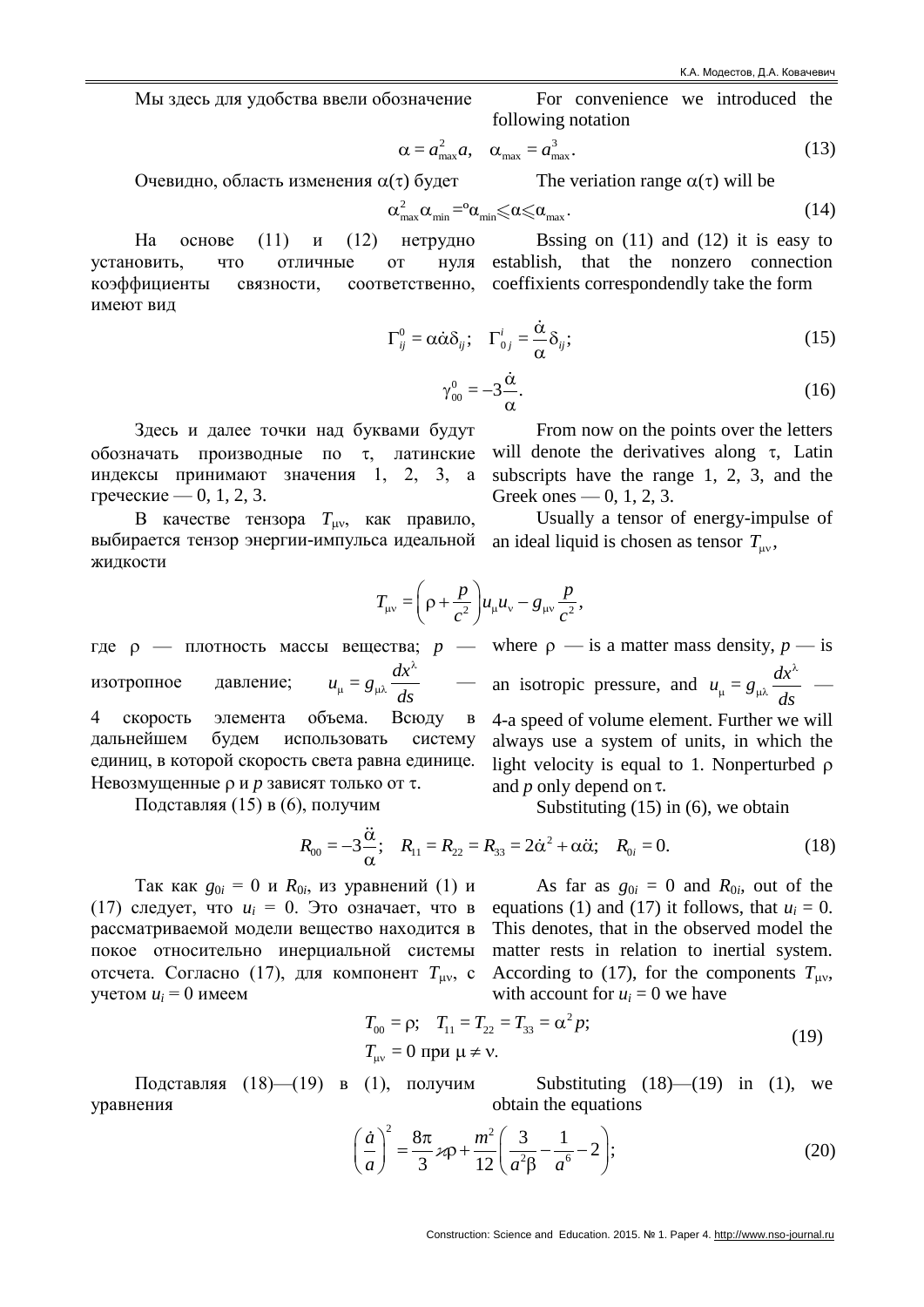Мы здесь для удобства ввели обозначение

For convenience we introduced the following notation

$$\alpha = a_{\max}^2 a, \quad \alpha_{\max} = a_{\max}^3. \tag{13}$$

Очевидно, область изменения $\alpha(\tau)$ будет

The veriation range $\alpha(\tau)$ will be

$$\alpha_{\max}^2 \alpha_{\min} = ^{o}\alpha_{\min} \leqslant \alpha \leqslant \alpha_{\max}. \tag{14}$$

На основе (11) и (12) нетрудно установить, что отличные от нуля коэффициенты связности, соответственно, имеют вид

Bssing on (11) and (12) it is easy to establish, that the nonzero connection coeffixients correspondendly take the form

$$\Gamma_{ij}^0 = \alpha\dot{\alpha}\delta_{ij}; \quad \Gamma_{0j}^i = \frac{\dot{\alpha}}{\alpha}\delta_{ij}; \tag{15}$$

$$\gamma_{00}^0 = -3\frac{\dot{\alpha}}{\alpha}. \tag{16}$$

Здесь и далее точки над буквами будут обозначать производные по $\tau$, латинские индексы принимают значения 1, 2, 3, а греческие — 0, 1, 2, 3.

В качестве тензора $T_{\mu\nu}$, как правило, выбирается тензор энергии-импульса идеальной жидкости

From now on the points over the letters will denote the derivatives along $\tau$, Latin subscripts have the range 1, 2, 3, and the Greek ones — 0, 1, 2, 3.

Usually a tensor of energy-impulse of an ideal liquid is chosen as tensor $T_{\mu\nu}$,

$$T_{\mu\nu} = \left(\rho + \frac{p}{c^2}\right)u_\mu u_\nu - g_{\mu\nu}\frac{p}{c^2},$$

где $\rho$ — плотность массы вещества; $p$ — изотропное давление; $u_\mu = g_{\mu\lambda}\dfrac{dx^\lambda}{ds}$ — 4 скорость элемента объема. Всюду в дальнейшем будем использовать систему единиц, в которой скорость света равна единице. Невозмущенные $\rho$ и $p$ зависят только от $\tau$.

Подставляя (15) в (6), получим

where $\rho$ — is a matter mass density, $p$ — is an isotropic pressure, and $u_\mu = g_{\mu\lambda}\dfrac{dx^\lambda}{ds}$ — 4-a speed of volume element. Further we will always use a system of units, in which the light velocity is equal to 1. Nonperturbed $\rho$ and $p$ only depend on $\tau$.

Substituting (15) in (6), we obtain

$$R_{00} = -3\frac{\ddot{\alpha}}{\alpha}; \quad R_{11} = R_{22} = R_{33} = 2\dot{\alpha}^2 + \alpha\ddot{\alpha}; \quad R_{0i} = 0. \tag{18}$$

Так как $g_{0i} = 0$ и $R_{0i}$, из уравнений (1) и (17) следует, что $u_i = 0$. Это означает, что в рассматриваемой модели вещество находится в покое относительно инерциальной системы отсчета. Согласно (17), для компонент $T_{\mu\nu}$, с учетом $u_i = 0$ имеем

As far as $g_{0i} = 0$ and $R_{0i}$, out of the equations (1) and (17) it follows, that $u_i = 0$. This denotes, that in the observed model the matter rests in relation to inertial system. According to (17), for the components $T_{\mu\nu}$, with account for $u_i = 0$ we have

$$\begin{aligned} &T_{00} = \rho; \quad T_{11} = T_{22} = T_{33} = \alpha^2 p; \\ &T_{\mu\nu} = 0 \text{ при } \mu \neq \nu. \end{aligned} \tag{19}$$

Подставляя (18)—(19) в (1), получим уравнения

Substituting (18)—(19) in (1), we obtain the equations

$$\left(\frac{\dot{a}}{a}\right)^2 = \frac{8\pi}{3}\varkappa\rho + \frac{m^2}{12}\left(\frac{3}{a^2\beta} - \frac{1}{a^6} - 2\right); \tag{20}$$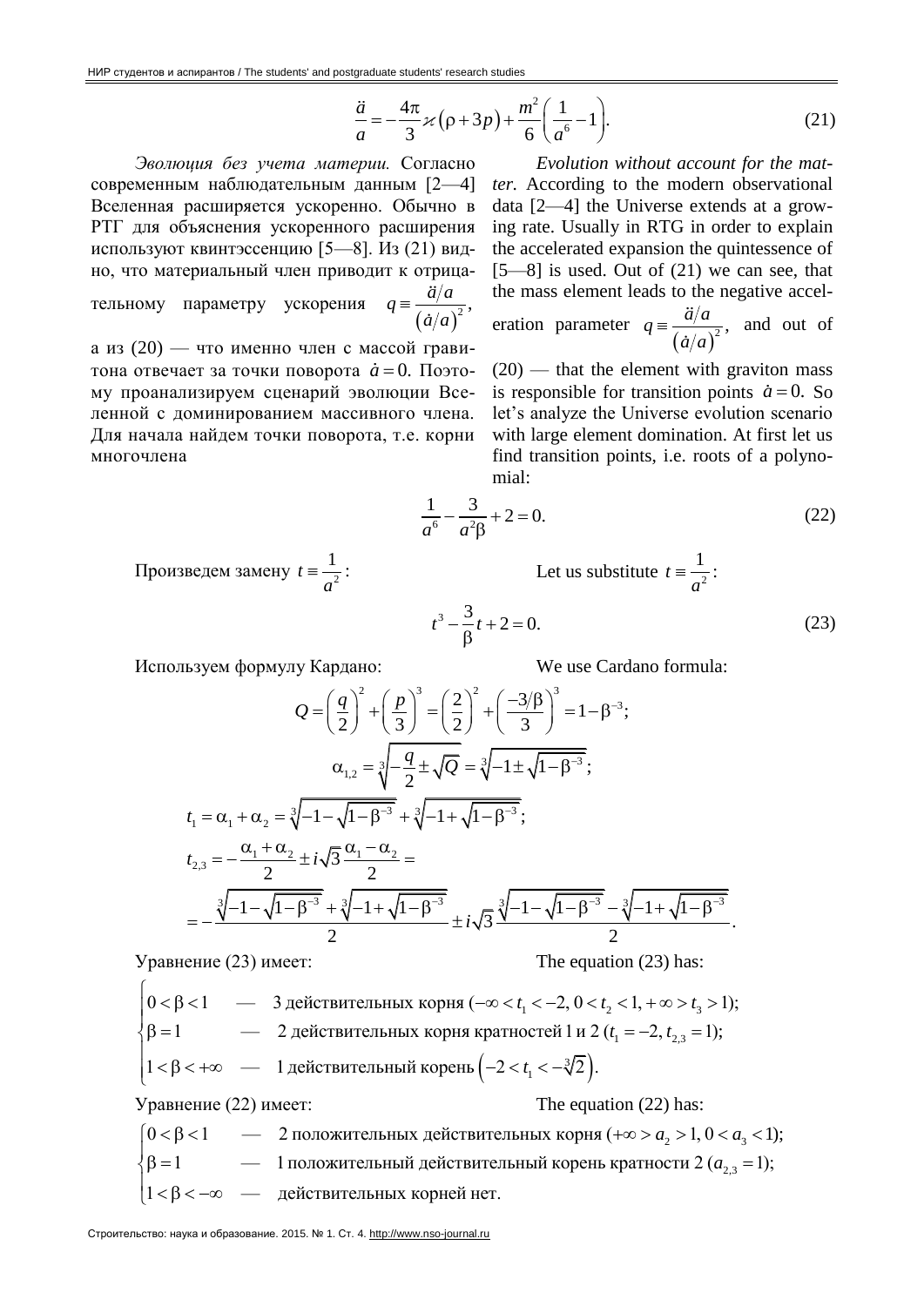$$\frac{\ddot{a}}{a} = -\frac{4\pi}{3}\varkappa\left(\rho + 3p\right) + \frac{m^2}{6}\left(\frac{1}{a^6} - 1\right). \tag{21}$$

*Эволюция без учета материи.* Согласно современным наблюдательным данным [2—4] Вселенная расширяется ускоренно. Обычно в РТГ для объяснения ускоренного расширения используют квинтэссенцию [5—8]. Из (21) видно, что материальный член приводит к отрицательному параметру ускорения $q \equiv \frac{\ddot{a}/a}{\left(\dot{a}/a\right)^2}$, а из (20) — что именно член с массой гравитона отвечает за точки поворота $\dot{a} = 0$. Поэтому проанализируем сценарий эволюции Вселенной с доминированием массивного члена. Для начала найдем точки поворота, т.е. корни многочлена

*Evolution without account for the matter.* According to the modern observational data [2—4] the Universe extends at a growing rate. Usually in RTG in order to explain the accelerated expansion the quintessence of [5—8] is used. Out of (21) we can see, that the mass element leads to the negative acceleration parameter $q \equiv \frac{\ddot{a}/a}{\left(\dot{a}/a\right)^2}$, and out of (20) — that the element with graviton mass is responsible for transition points $\dot{a} = 0$. So let's analyze the Universe evolution scenario with large element domination. At first let us find transition points, i.e. roots of a polynomial:

$$\frac{1}{a^6} - \frac{3}{a^2\beta} + 2 = 0. \tag{22}$$

Произведем замену $t \equiv \frac{1}{a^2}$:

Let us substitute $t \equiv \frac{1}{a^2}$:

$$t^3 - \frac{3}{\beta}t + 2 = 0. \tag{23}$$

Используем формулу Кардано:

We use Cardano formula:

$$Q = \left(\frac{q}{2}\right)^2 + \left(\frac{p}{3}\right)^3 = \left(\frac{2}{2}\right)^2 + \left(\frac{-3/\beta}{3}\right)^3 = 1 - \beta^{-3};$$

$$\alpha_{1,2} = \sqrt[3]{-\frac{q}{2} \pm \sqrt{Q}} = \sqrt[3]{-1 \pm \sqrt{1-\beta^{-3}}};$$

$$t_1 = \alpha_1 + \alpha_2 = \sqrt[3]{-1 - \sqrt{1-\beta^{-3}}} + \sqrt[3]{-1 + \sqrt{1-\beta^{-3}}};$$

$$t_{2,3} = -\frac{\alpha_1 + \alpha_2}{2} \pm i\sqrt{3}\frac{\alpha_1 - \alpha_2}{2} =$$

$$= -\frac{\sqrt[3]{-1 - \sqrt{1-\beta^{-3}}} + \sqrt[3]{-1 + \sqrt{1-\beta^{-3}}}}{2} \pm i\sqrt{3}\frac{\sqrt[3]{-1 - \sqrt{1-\beta^{-3}}} - \sqrt[3]{-1 + \sqrt{1-\beta^{-3}}}}{2}.$$

Уравнение (23) имеет:

The equation (23) has:

$$\begin{cases} 0 < \beta < 1 & \text{— 3 действительных корня } (-\infty < t_1 < -2,\ 0 < t_2 < 1,\ +\infty > t_3 > 1); \\ \beta = 1 & \text{— 2 действительных корня кратностей 1 и 2 } (t_1 = -2,\ t_{2,3} = 1); \\ 1 < \beta < +\infty & \text{— 1 действительный корень } \left(-2 < t_1 < -\sqrt[3]{2}\right). \end{cases}$$

Уравнение (22) имеет:

The equation (22) has:

$$\begin{cases} 0 < \beta < 1 & \text{— 2 положительных действительных корня } (+\infty > a_2 > 1,\ 0 < a_3 < 1); \\ \beta = 1 & \text{— 1 положительный действительный корень кратности 2 } (a_{2,3} = 1); \\ 1 < \beta < -\infty & \text{— действительных корней нет.} \end{cases}$$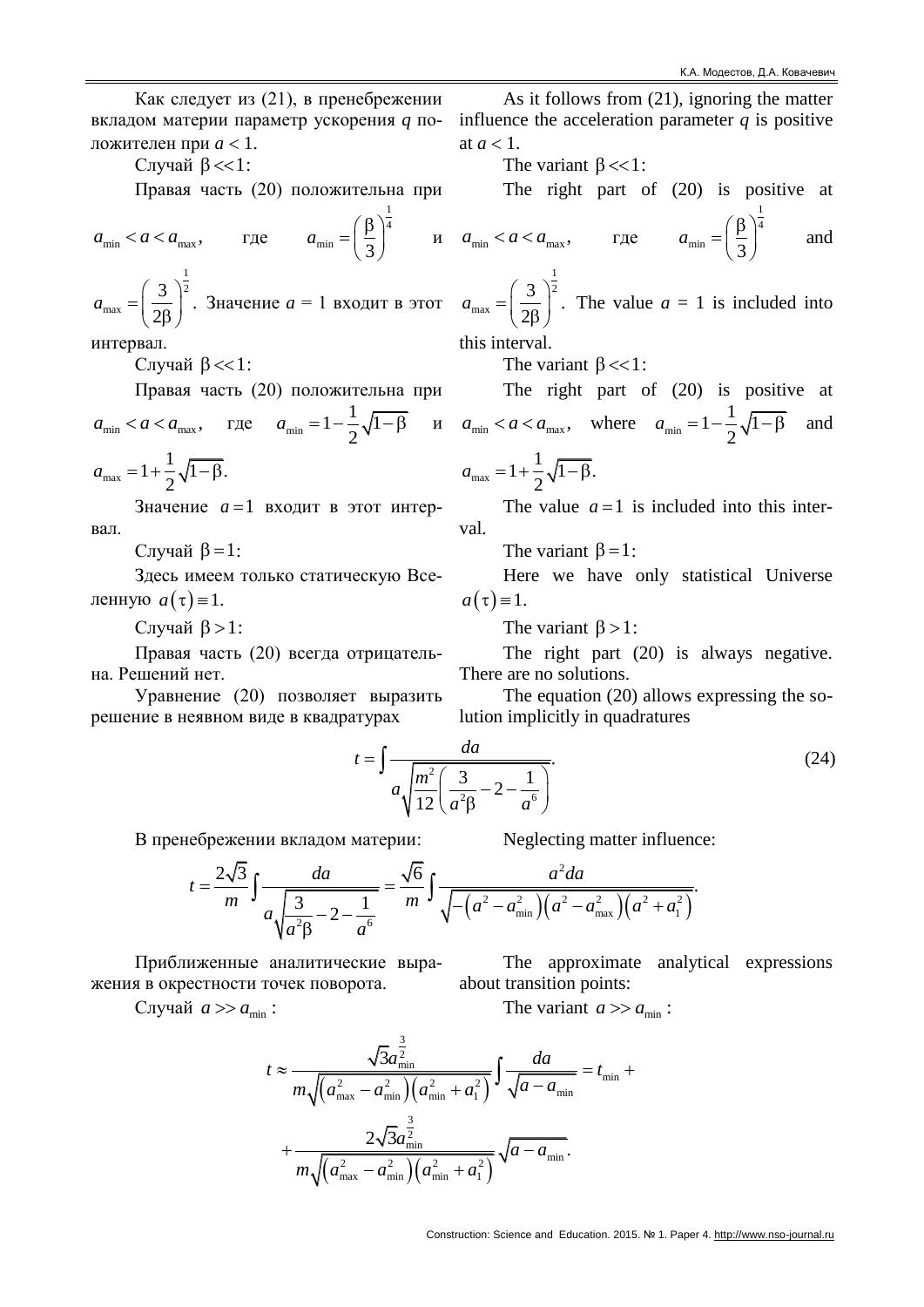Как следует из (21), в пренебрежении вкладом материи параметр ускорения *q* положителен при *a* < 1.

Случай $\beta << 1$:

Правая часть (20) положительна при $a_{\min} < a < a_{\max}$, где $a_{\min} = \left(\frac{\beta}{3}\right)^{\frac{1}{4}}$ и $a_{\max} = \left(\frac{3}{2\beta}\right)^{\frac{1}{2}}$. Значение *a* = 1 входит в этот интервал.

Случай $\beta << 1$:

Правая часть (20) положительна при $a_{\min} < a < a_{\max}$, где $a_{\min} = 1 - \frac{1}{2}\sqrt{1-\beta}$ и $a_{\max} = 1 + \frac{1}{2}\sqrt{1-\beta}$.

Значение $a = 1$ входит в этот интервал.

Случай $\beta = 1$:

Здесь имеем только статическую Вселенную $a(\tau) \equiv 1$.

Случай $\beta > 1$:

Правая часть (20) всегда отрицательна. Решений нет.

Уравнение (20) позволяет выразить решение в неявном виде в квадратурах

As it follows from (21), ignoring the matter influence the acceleration parameter *q* is positive at *a* < 1.

The variant $\beta << 1$:

The right part of (20) is positive at $a_{\min} < a < a_{\max}$, где $a_{\min} = \left(\frac{\beta}{3}\right)^{\frac{1}{4}}$ and $a_{\max} = \left(\frac{3}{2\beta}\right)^{\frac{1}{2}}$. The value *a* = 1 is included into this interval.

The variant $\beta << 1$:

The right part of (20) is positive at $a_{\min} < a < a_{\max}$, where $a_{\min} = 1 - \frac{1}{2}\sqrt{1-\beta}$ and $a_{\max} = 1 + \frac{1}{2}\sqrt{1-\beta}$.

The value $a = 1$ is included into this interval.

The variant $\beta = 1$:

Here we have only statistical Universe $a(\tau) \equiv 1$.

The variant $\beta > 1$:

The right part (20) is always negative. There are no solutions.

The equation (20) allows expressing the solution implicitly in quadratures

$$t = \int \frac{da}{a\sqrt{\frac{m^2}{12}\left(\frac{3}{a^2\beta} - 2 - \frac{1}{a^6}\right)}}. \qquad (24)$$

В пренебрежении вкладом материи:

Neglecting matter influence:

$$t = \frac{2\sqrt{3}}{m}\int \frac{da}{a\sqrt{\frac{3}{a^2\beta} - 2 - \frac{1}{a^6}}} = \frac{\sqrt{6}}{m}\int \frac{a^2 da}{\sqrt{-\left(a^2 - a_{\min}^2\right)\left(a^2 - a_{\max}^2\right)\left(a^2 + a_1^2\right)}}.$$

Приближенные аналитические выражения в окрестности точек поворота.

Случай $a >> a_{\min}$:

The approximate analytical expressions about transition points:

The variant $a >> a_{\min}$:

$$t \approx \frac{\sqrt{3}a_{\min}^{\frac{3}{2}}}{m\sqrt{\left(a_{\max}^2 - a_{\min}^2\right)\left(a_{\min}^2 + a_1^2\right)}}\int \frac{da}{\sqrt{a - a_{\min}}} = t_{\min} +$$

$$+ \frac{2\sqrt{3}a_{\min}^{\frac{3}{2}}}{m\sqrt{\left(a_{\max}^2 - a_{\min}^2\right)\left(a_{\min}^2 + a_1^2\right)}}\sqrt{a - a_{\min}}.$$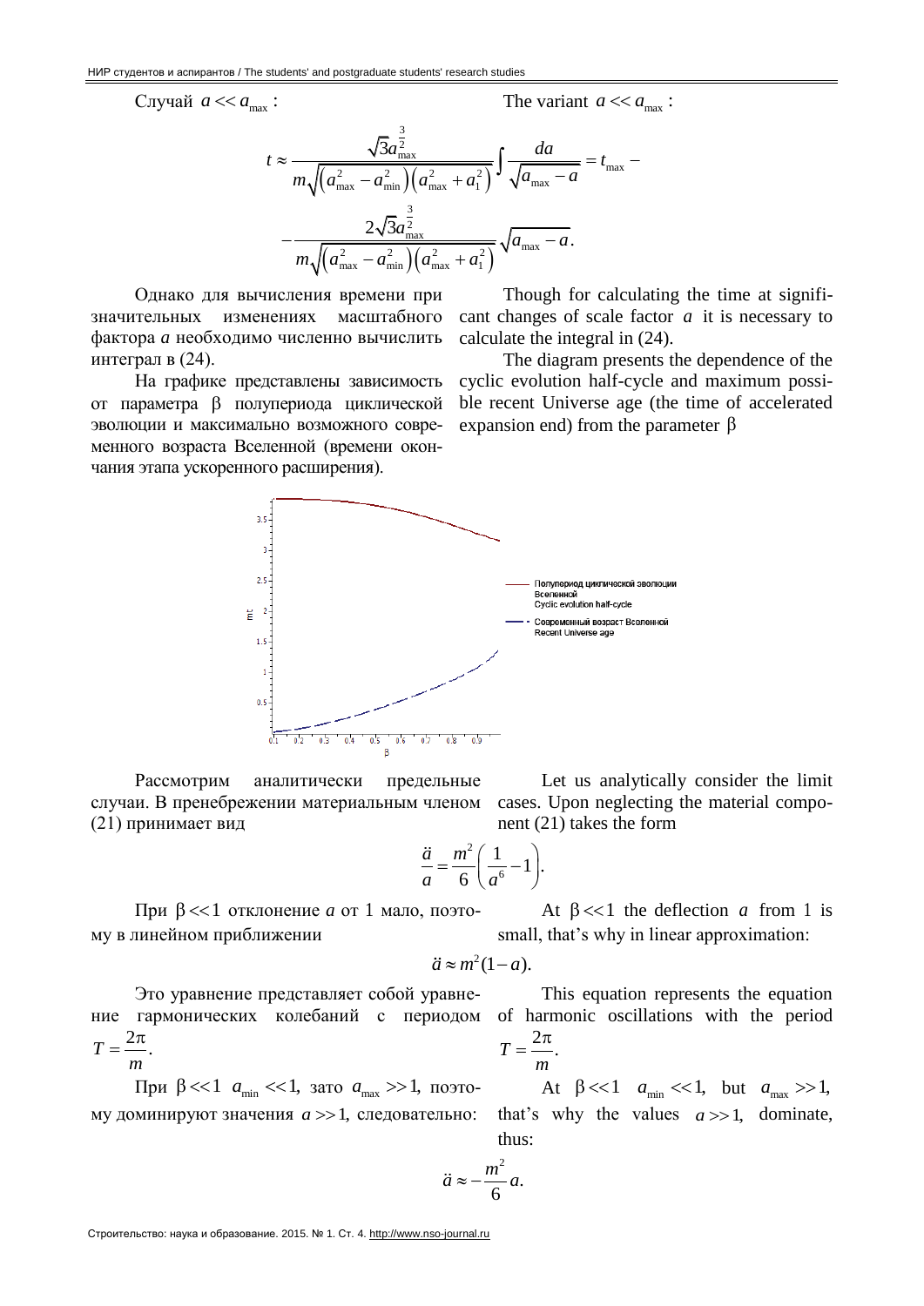Случай $a << a_{\max}$:

The variant $a << a_{\max}$:

$$t \approx \frac{\sqrt{3}a_{\max}^{\frac{3}{2}}}{m\sqrt{\left(a_{\max}^2 - a_{\min}^2\right)\left(a_{\max}^2 + a_1^2\right)}}\int\frac{da}{\sqrt{a_{\max}-a}} = t_{\max} -$$

$$-\frac{2\sqrt{3}a_{\max}^{\frac{3}{2}}}{m\sqrt{\left(a_{\max}^2 - a_{\min}^2\right)\left(a_{\max}^2 + a_1^2\right)}}\sqrt{a_{\max}-a}.$$

Однако для вычисления времени при значительных изменениях масштабного фактора *a* необходимо численно вычислить интеграл в (24).

На графике представлены зависимость от параметра β полупериода циклической эволюции и максимально возможного современного возраста Вселенной (времени окончания этапа ускоренного расширения).

Though for calculating the time at significant changes of scale factor $a$ it is necessary to calculate the integral in (24).

The diagram presents the dependence of the cyclic evolution half-cycle and maximum possible recent Universe age (the time of accelerated expansion end) from the parameter β

mt

β

Полупериод циклической эволюции Вселенной
Cyclic evolution half-cycle

Современный возраст Вселенной
Recent Universe age

3.5
3
2.5
2
1.5
1
0.5

0.1 0.2 0.3 0.4 0.5 0.6 0.7 0.8 0.9

Рассмотрим аналитически предельные случаи. В пренебрежении материальным членом (21) принимает вид

Let us analytically consider the limit cases. Upon neglecting the material component (21) takes the form

$$\frac{\ddot{a}}{a} = \frac{m^2}{6}\left(\frac{1}{a^6} - 1\right).$$

При $\beta << 1$ отклонение *a* от 1 мало, поэтому в линейном приближении

At $\beta << 1$ the deflection $a$ from 1 is small, that's why in linear approximation:

$$\ddot{a} \approx m^2(1-a).$$

Это уравнение представляет собой уравнение гармонических колебаний с периодом $T = \frac{2\pi}{m}$.

This equation represents the equation of harmonic oscillations with the period $T = \frac{2\pi}{m}$.

При $\beta << 1$ $a_{\min} << 1$, зато $a_{\max} >> 1$, поэтому доминируют значения $a >> 1$, следовательно:

At $\beta << 1$ $a_{\min} << 1$, but $a_{\max} >> 1$, that's why the values $a >> 1$, dominate, thus:

$$\ddot{a} \approx -\frac{m^2}{6}a.$$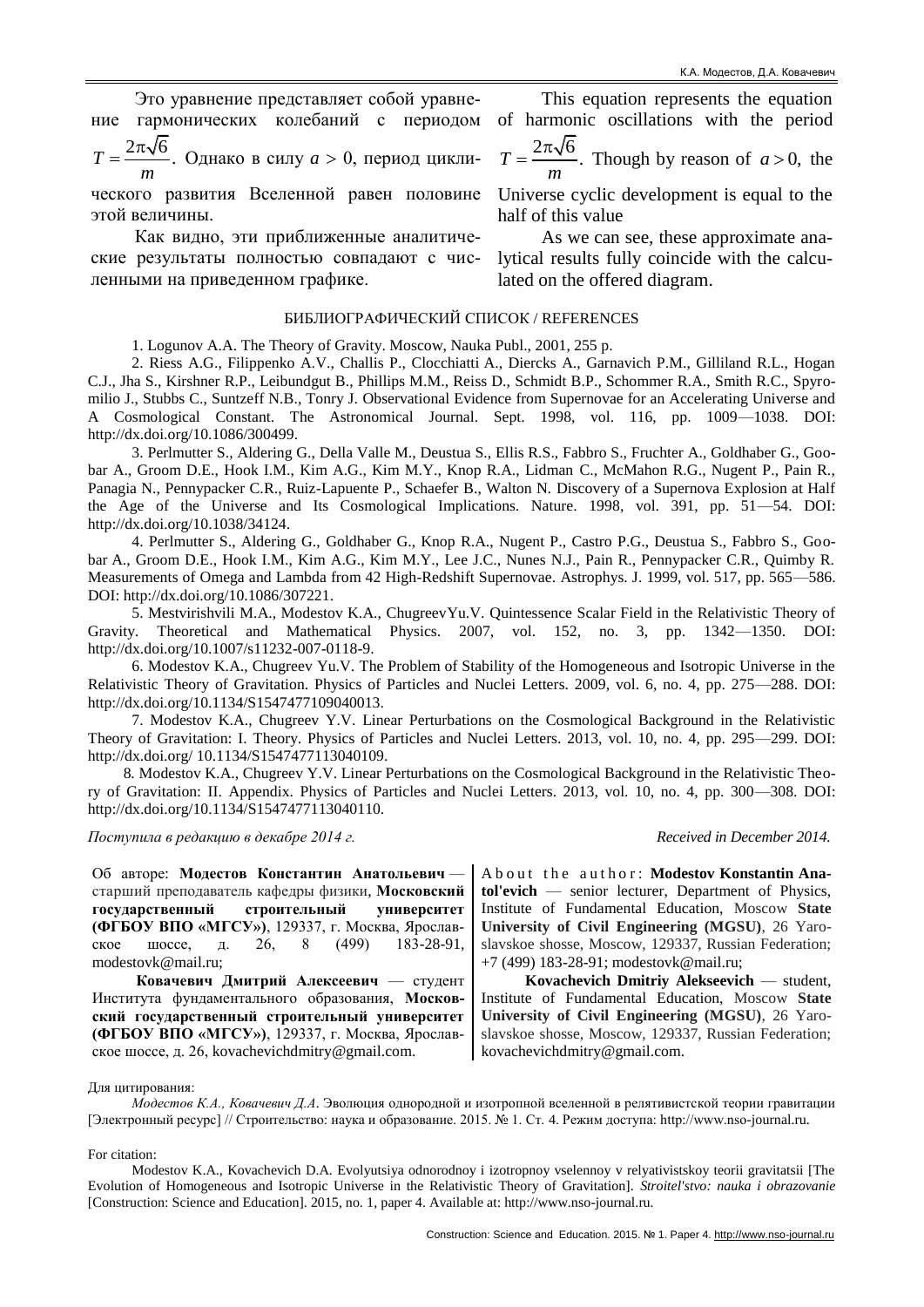Это уравнение представляет собой уравнение гармонических колебаний с периодом $T = \frac{2\pi\sqrt{6}}{m}$. Однако в силу $a > 0$, период циклического развития Вселенной равен половине этой величины.

Как видно, эти приближенные аналитические результаты полностью совпадают с численными на приведенном графике.

This equation represents the equation of harmonic oscillations with the period $T = \frac{2\pi\sqrt{6}}{m}$. Though by reason of $a > 0$, the Universe cyclic development is equal to the half of this value

As we can see, these approximate analytical results fully coincide with the calculated on the offered diagram.

## БИБЛИОГРАФИЧЕСКИЙ СПИСОК / REFERENCES

1. Logunov A.A. The Theory of Gravity. Moscow, Nauka Publ., 2001, 255 p.
2. Riess A.G., Filippenko A.V., Challis P., Clocchiatti A., Diercks A., Garnavich P.M., Gilliland R.L., Hogan C.J., Jha S., Kirshner R.P., Leibundgut B., Phillips M.M., Reiss D., Schmidt B.P., Schommer R.A., Smith R.C., Spyromilio J., Stubbs C., Suntzeff N.B., Tonry J. Observational Evidence from Supernovae for an Accelerating Universe and A Cosmological Constant. The Astronomical Journal. Sept. 1998, vol. 116, pp. 1009—1038. DOI: http://dx.doi.org/10.1086/300499.
3. Perlmutter S., Aldering G., Della Valle M., Deustua S., Ellis R.S., Fabbro S., Fruchter A., Goldhaber G., Goobar A., Groom D.E., Hook I.M., Kim A.G., Kim M.Y., Knop R.A., Lidman C., McMahon R.G., Nugent P., Pain R., Panagia N., Pennypacker C.R., Ruiz-Lapuente P., Schaefer B., Walton N. Discovery of a Supernova Explosion at Half the Age of the Universe and Its Cosmological Implications. Nature. 1998, vol. 391, pp. 51—54. DOI: http://dx.doi.org/10.1038/34124.
4. Perlmutter S., Aldering G., Goldhaber G., Knop R.A., Nugent P., Castro P.G., Deustua S., Fabbro S., Goobar A., Groom D.E., Hook I.M., Kim A.G., Kim M.Y., Lee J.C., Nunes N.J., Pain R., Pennypacker C.R., Quimby R. Measurements of Omega and Lambda from 42 High-Redshift Supernovae. Astrophys. J. 1999, vol. 517, pp. 565—586. DOI: http://dx.doi.org/10.1086/307221.
5. Mestvirishvili M.A., Modestov K.A., ChugreevYu.V. Quintessence Scalar Field in the Relativistic Theory of Gravity. Theoretical and Mathematical Physics. 2007, vol. 152, no. 3, pp. 1342—1350. DOI: http://dx.doi.org/10.1007/s11232-007-0118-9.
6. Modestov K.A., Chugreev Yu.V. The Problem of Stability of the Homogeneous and Isotropic Universe in the Relativistic Theory of Gravitation. Physics of Particles and Nuclei Letters. 2009, vol. 6, no. 4, pp. 275—288. DOI: http://dx.doi.org/10.1134/S1547477109040013.
7. Modestov K.A., Chugreev Y.V. Linear Perturbations on the Cosmological Background in the Relativistic Theory of Gravitation: I. Theory. Physics of Particles and Nuclei Letters. 2013, vol. 10, no. 4, pp. 295—299. DOI: http://dx.doi.org/ 10.1134/S1547477113040109.
8. Modestov K.A., Chugreev Y.V. Linear Perturbations on the Cosmological Background in the Relativistic Theory of Gravitation: II. Appendix. Physics of Particles and Nuclei Letters. 2013, vol. 10, no. 4, pp. 300—308. DOI: http://dx.doi.org/10.1134/S1547477113040110.

*Поступила в редакцию в декабре 2014 г.*

*Received in December 2014.*

Об авторе: **Модестов Константин Анатольевич** — старший преподаватель кафедры физики, **Московский государственный строительный университет (ФГБОУ ВПО «МГСУ»)**, 129337, г. Москва, Ярославское шоссе, д. 26, 8 (499) 183-28-91, modestovk@mail.ru;

**Ковачевич Дмитрий Алексеевич** — студент Института фундаментального образования, **Московский государственный строительный университет (ФГБОУ ВПО «МГСУ»)**, 129337, г. Москва, Ярославское шоссе, д. 26, kovachevichdmitry@gmail.com.

About the author: **Modestov Konstantin Anatol'evich** — senior lecturer, Department of Physics, Institute of Fundamental Education, Moscow **State University of Civil Engineering (MGSU)**, 26 Yaroslavskoe shosse, Moscow, 129337, Russian Federation; +7 (499) 183-28-91; modestovk@mail.ru;

**Kovachevich Dmitriy Alekseevich** — student, Institute of Fundamental Education, Moscow **State University of Civil Engineering (MGSU)**, 26 Yaroslavskoe shosse, Moscow, 129337, Russian Federation; kovachevichdmitry@gmail.com.

Для цитирования:

*Модестов К.А., Ковачевич Д.А.* Эволюция однородной и изотропной вселенной в релятивистской теории гравитации [Электронный ресурс] // Строительство: наука и образование. 2015. № 1. Ст. 4. Режим доступа: http://www.nso-journal.ru.

For citation:

Modestov K.A., Kovachevich D.A. Evolyutsiya odnorodnoy i izotropnoy vselennoy v relyativistskoy teorii gravitatsii [The Evolution of Homogeneous and Isotropic Universe in the Relativistic Theory of Gravitation]. *Stroitel'stvo: nauka i obrazovanie* [Construction: Science and Education]. 2015, no. 1, paper 4. Available at: http://www.nso-journal.ru.